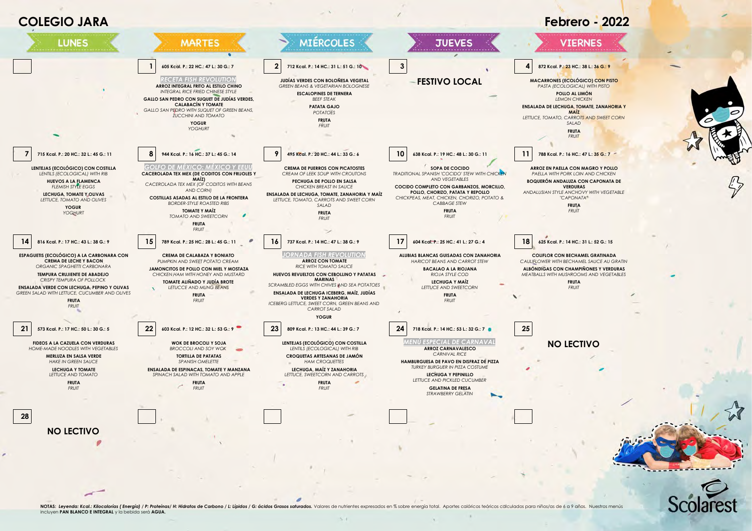# COLEGIO JARA

# Febrero - 2022

| LUNES | MARTES | MIÉRCOLES | JUEVES | VIERNES |
|---|---|---|---|---|
|  | **1** 605 Kcal. P.: 22 HC.: 47 L: 30 G.: 7<br>***RECETA FISH REVOLUTION***<br>**ARROZ INTEGRAL FRITO AL ESTILO CHINO**<br>*INTEGRAL RICE FRIED CHINESE STYLE*<br>**GALLO SAN PEDRO CON SUQUET DE JUDÍAS VERDES, CALABACÍN Y TOMATE**<br>*GALLO SAN PEDRO WITH SUQUET OF GREEN BEANS, ZUCCHINI AND TOMATO*<br>**YOGUR**<br>*YOGHURT* | **2** 712 Kcal. P.: 14 HC.: 31 L: 51 G.: 10<br>**JUDÍAS VERDES CON BOLOÑESA VEGETAL**<br>*GREEN BEANS & VEGETARIAN BOLOGNESE*<br>**ESCALOPINES DE TERNERA**<br>*BEEF STEAK*<br>**PATATA GAJO**<br>*POTATOES*<br>**FRUTA**<br>*FRUIT* | **3**<br>**FESTIVO LOCAL** | **4** 872 Kcal. P.: 23 HC.: 38 L: 36 G.: 9<br>**MACARRONES (ECOLÓGICO) CON PISTO**<br>*PASTA (ECOLOGICAL) WITH PISTO*<br>**POLLO AL LIMÓN**<br>*LEMON CHICKEN*<br>**ENSALADA DE LECHUGA, TOMATE, ZANAHORIA Y MAÍZ**<br>*LETTUCE, TOMATO, CARROTS AND SWEET CORN SALAD*<br>**FRUTA**<br>*FRUIT* |
| **7** 715 Kcal. P.: 20 HC.: 32 L.: 45 G.: 11<br>**LENTEJAS (ECOLÓGICO) CON COSTILLA**<br>*LENTILS (ECOLOGICAL) WITH RIB*<br>**HUEVOS A LA FLAMENCA**<br>*FLEMISH STYLE EGGS*<br>**LECHUGA, TOMATE Y OLIVAS**<br>*LETTUCE, TOMATO AND OLIVES*<br>**YOGUR**<br>*YOGHURT* | **8** 944 Kcal. P.: 16 HC.: 37 L: 45 G.: 14<br>***GOLFO DE MÉXICO: MÉXICO Y EEUU***<br>**CACEROLADA TEX MEX (DE CODITOS CON FRIJOLES Y MAÍZ)**<br>*CACEROLADA TEX MEX (OF CODITOS WITH BEANS AND CORN)*<br>**COSTILLAS ASADAS AL ESTILO DE LA FRONTERA**<br>*BORDER-STYLE ROASTED RIBS*<br>**TOMATE Y MAÍZ**<br>*TOMATO AND SWEETCORN*<br>**FRUTA**<br>*FRUIT* | **9** 495 Kcal. P.: 20 HC.: 44 L: 33 G.: 6<br>**CREMA DE PUERROS CON PICATOSTES**<br>*CREAM OF LEEK SOUP WITH CROUTONS*<br>**PECHUGA DE POLLO EN SALSA**<br>*CHICKEN BREAST IN SAUCE*<br>**ENSALADA DE LECHUGA, TOMATE, ZANAHORIA Y MAÍZ**<br>*LETTUCE, TOMATO, CARROTS AND SWEET CORN SALAD*<br>**FRUTA**<br>*FRUIT* | **10** 638 Kcal. P.: 19 HC.: 48 L: 30 G.: 11<br>**SOPA DE COCIDO**<br>*TRADITIONAL SPANISH 'COCIDO' STEW WITH CHICKEN AND VEGETABLES*<br>**COCIDO COMPLETO CON GARBANZOS, MORCILLO, POLLO, CHORIZO, PATATA Y REPOLLO**<br>*CHICKPEAS, MEAT, CHICKEN, CHORIZO, POTATO & CABBAGE STEW*<br>**FRUTA**<br>*FRUIT* | **11** 788 Kcal. P.: 16 HC.: 47 L: 35 G.: 7<br>**ARROZ EN PAELLA CON MAGRO Y POLLO**<br>*PAELLA WITH PORK LOIN AND CHICKEN*<br>**BOQUERÓN ANDALUZA CON CAPONATA DE VERDURAS**<br>*ANDALUSIAN STYLE ANCHOVY WITH VEGETABLE "CAPONATA"*<br>**FRUTA**<br>*FRUIT* |
| **14** 816 Kcal. P.: 17 HC.: 43 L.: 38 G.: 9<br>**ESPAGUETIS (ECOLÓGICO) A LA CARBONARA CON CREMA DE LECHE Y BACON**<br>*ORGANIC SPAGHETTI CARBONARA*<br>**TEMPURA CRUJIENTE DE ABADEJO**<br>*CRISPY TEMPURA OF POLLOCK*<br>**ENSALADA VERDE CON LECHUGA, PEPINO Y OLIVAS**<br>*GREEN SALAD WITH LETTUCE, CUCUMBER AND OLIVES*<br>**FRUTA**<br>*FRUIT* | **15** 789 Kcal. P.: 25 HC.: 28 L.: 45 G.: 11<br>**CREMA DE CALABAZA Y BONIATO**<br>*PUMPKIN AND SWEET POTATO CREAM*<br>**JAMONCITOS DE POLLO CON MIEL Y MOSTAZA**<br>*CHICKEN HAM WITH HONEY AND MUSTARD*<br>**TOMATE ALIÑADO Y JUDÍA BROTE**<br>*LETUCCE AND MUNG BEANS*<br>**FRUTA**<br>*FRUIT* | **16** 737 Kcal. P.: 14 HC.: 47 L: 38 G.: 9<br>***JORNADA FISH REVOLUTION***<br>**ARROZ CON TOMATE**<br>*RICE WITH TOMATO SAUCE*<br>**HUEVOS REVUELTOS CON CEBOLLINO Y PATATAS MARINAS**<br>*SCRAMBLED EGGS WITH CHIVES AND SEA POTATOES*<br>**ENSALADA DE LECHUGA ICEBERG, MAÍZ, JUDÍAS VERDES Y ZANAHORIA**<br>*ICEBERG LETTUCE, SWEET CORN, GREEN BEANS AND CARROT SALAD*<br>**YOGUR** | **17** 604 Kcal. P.: 25 HC.: 41 L: 27 G.: 4<br>**ALUBIAS BLANCAS GUISADAS CON ZANAHORIA**<br>*HARICOT BEANS AND CARROT STEW*<br>**BACALAO A LA RIOJANA**<br>*RIOJA STYLE COD*<br>**LECHUGA Y MAÍZ**<br>*LETTUCE AND SWEETCORN*<br>**FRUTA**<br>*FRUIT* | **18** 625 Kcal. P.: 14 HC.: 31 L: 52 G.: 15<br>**COLIFLOR CON BECHAMEL GRATINADA**<br>*CAULIFLOWER WITH BECHAMEL SAUCE AU GRATIN*<br>**ALBÓNDIGAS CON CHAMPIÑONES Y VERDURAS**<br>*MEATBALLS WITH MUSHROOMS AND VEGETABLES*<br>**FRUTA**<br>*FRUIT* |
| **21** 573 Kcal. P.: 17 HC.: 50 L.: 30 G.: 5<br>**FIDEOS A LA CAZUELA CON VERDURAS**<br>*HOME-MADE NOODLES WITH VEGETABLES*<br>**MERLUZA EN SALSA VERDE**<br>*HAKE IN GREEN SAUCE*<br>**LECHUGA Y TOMATE**<br>*LETTUCE AND TOMATO*<br>**FRUTA**<br>*FRUIT* | **22** 603 Kcal. P.: 12 HC.: 32 L: 53 G.: 9<br>**WOK DE BROCOLI Y SOJA**<br>*BROCCOLI AND SOY WOK*<br>**TORTILLA DE PATATAS**<br>*SPANISH OMELETTE*<br>**ENSALADA DE ESPINACAS, TOMATE Y MANZANA**<br>*SPINACH SALAD WITH TOMATO AND APPLE*<br>**FRUTA**<br>*FRUIT* | **23** 809 Kcal. P.: 13 HC.: 44 L: 39 G.: 7<br>**LENTEJAS (ECOLÓGICO) CON COSTILLA**<br>*LENTILS (ECOLOGICAL) WITH RIB*<br>**CROQUETAS ARTESANAS DE JAMÓN**<br>*HAM CROQUETTES*<br>**LECHUGA, MAÍZ Y ZANAHORIA**<br>*LETTUCE, SWEETCORN AND CARROTS*<br>**FRUTA**<br>*FRUIT* | **24** 718 Kcal. P.: 14 HC.: 53 L: 32 G.: 7<br>***MENÚ ESPECIAL DE CARNAVAL***<br>**ARROZ CARNAVALESCO**<br>*CARNIVAL RICE*<br>**HAMBURGUESA DE PAVO EN DISFRAZ DE PIZZA**<br>*TURKEY BURGUER IN PIZZA COSTUME*<br>**LECHUGA Y PEPINILLO**<br>*LETTUCE AND PICKLED CUCUMBER*<br>**GELATINA DE FRESA**<br>*STRAWBERRY GELATIN* | **25**<br>**NO LECTIVO** |
| **28**<br>**NO LECTIVO** |  |  |  |  |

NOTAS: *Leyenda: Kcal.: Kilocalorías ( Energía) / P: Proteínas/ H: Hidratos de Carbono / L: Lípidos / G: ácidos Grasos saturados.* Valores de nutrientes expresados en % sobre energía total. Aportes calóricos teóricos calculados para niños/as de 6 a 9 años. Nuestros menús incluyen **PAN BLANCO E INTEGRAL** y la bebida será **AGUA.**

Scolarest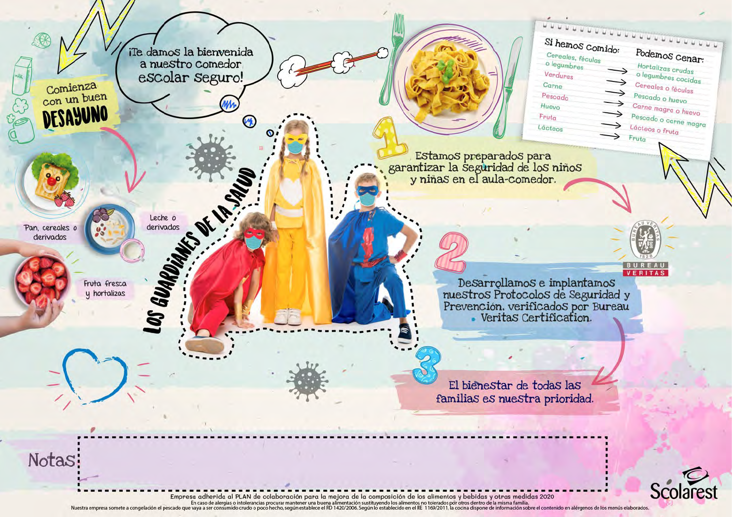¡Te damos la bienvenida a nuestro comedor escolar seguro!

## Comienza con un buen DESAYUNO

- Pan, cereales o derivados
- Leche o derivados
- Fruta fresca y hortalizas

## LOS GUARDIANES DE LA SALUD

| Si hemos comido: | Podemos cenar: |
| --- | --- |
| Cereales, féculas o legumbres | Hortalizas crudas o legumbres cocidas |
| Verduras | Cereales o féculas |
| Carne | Pescado o huevo |
| Pescado | Carne magra o huevo |
| Huevo | Pescado o carne magra |
| Fruta | Lácteos o fruta |
| Lácteos | Fruta |

1. Estamos preparados para garantizar la seguridad de los niños y niñas en el aula-comedor.
2. Desarrollamos e implantamos nuestros Protocolos de Seguridad y Prevención, verificados por Bureau Veritas Certification.
3. El bienestar de todas las familias es nuestra prioridad.

BUREAU VERITAS 1828

Notas:

Empresa adherida al PLAN de colaboración para la mejora de la composición de los alimentos y bebidas y otras medidas 2020

En caso de alergias o intolerancias procurar mantener una buena alimentación sustituyendo los alimentos no tolerados por otros dentro de la misma familia.

Nuestra empresa somete a congelación el pescado que vaya a ser consumido crudo o poco hecho, según establece el RD 1420/2006. Según lo establecido en el RE 1169/2011, la cocina dispone de información sobre el contenido en alérgenos de los menús elaborados.

Scolarest